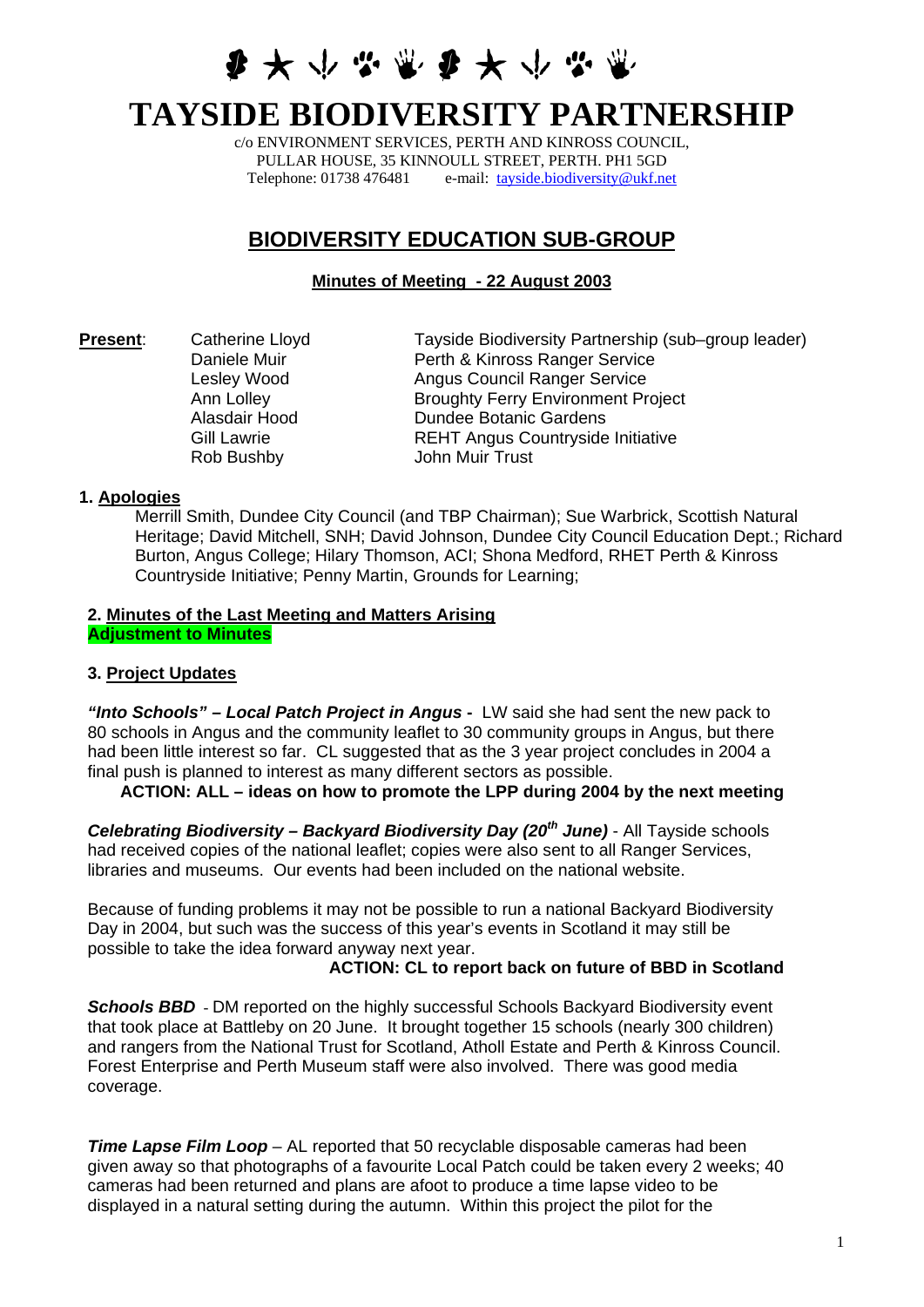# TAYSIDE BIODIVERSITY PARTNERSHIP

c/o ENVIRONMENT SERVICES, PERTH AND KINROSS COUNCIL,
PULLAR HOUSE, 35 KINNOULL STREET, PERTH. PH1 5GD
Telephone: 01738 476481 e-mail: tayside.biodiversity@ukf.net

## BIODIVERSITY EDUCATION SUB-GROUP

### Minutes of Meeting - 22 August 2003

**Present**:

| | |
|---|---|
| Catherine Lloyd | Tayside Biodiversity Partnership (sub–group leader) |
| Daniele Muir | Perth & Kinross Ranger Service |
| Lesley Wood | Angus Council Ranger Service |
| Ann Lolley | Broughty Ferry Environment Project |
| Alasdair Hood | Dundee Botanic Gardens |
| Gill Lawrie | REHT Angus Countryside Initiative |
| Rob Bushby | John Muir Trust |

**1. Apologies**

Merrill Smith, Dundee City Council (and TBP Chairman); Sue Warbrick, Scottish Natural Heritage; David Mitchell, SNH; David Johnson, Dundee City Council Education Dept.; Richard Burton, Angus College; Hilary Thomson, ACI; Shona Medford, RHET Perth & Kinross Countryside Initiative; Penny Martin, Grounds for Learning;

**2. Minutes of the Last Meeting and Matters Arising**
**Adjustment to Minutes**

**3. Project Updates**

***"Into Schools" – Local Patch Project in Angus*** **-** LW said she had sent the new pack to 80 schools in Angus and the community leaflet to 30 community groups in Angus, but there had been little interest so far. CL suggested that as the 3 year project concludes in 2004 a final push is planned to interest as many different sectors as possible.

**ACTION: ALL – ideas on how to promote the LPP during 2004 by the next meeting**

***Celebrating Biodiversity – Backyard Biodiversity Day (20th June)*** - All Tayside schools had received copies of the national leaflet; copies were also sent to all Ranger Services, libraries and museums. Our events had been included on the national website.

Because of funding problems it may not be possible to run a national Backyard Biodiversity Day in 2004, but such was the success of this year's events in Scotland it may still be possible to take the idea forward anyway next year.

**ACTION: CL to report back on future of BBD in Scotland**

***Schools BBD*** - DM reported on the highly successful Schools Backyard Biodiversity event that took place at Battleby on 20 June. It brought together 15 schools (nearly 300 children) and rangers from the National Trust for Scotland, Atholl Estate and Perth & Kinross Council. Forest Enterprise and Perth Museum staff were also involved. There was good media coverage.

***Time Lapse Film Loop*** – AL reported that 50 recyclable disposable cameras had been given away so that photographs of a favourite Local Patch could be taken every 2 weeks; 40 cameras had been returned and plans are afoot to produce a time lapse video to be displayed in a natural setting during the autumn. Within this project the pilot for the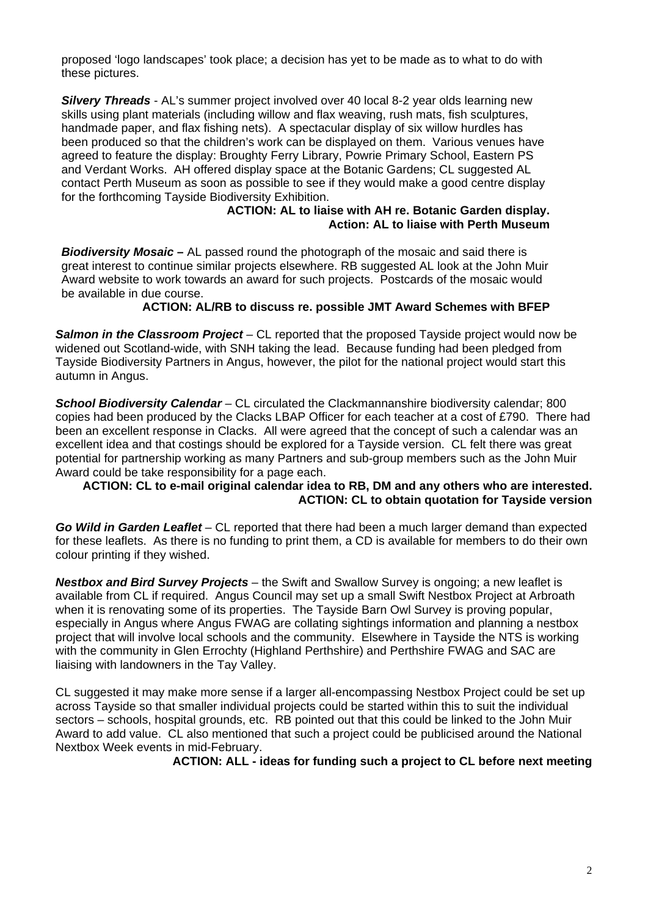proposed 'logo landscapes' took place; a decision has yet to be made as to what to do with these pictures.

***Silvery Threads*** - AL's summer project involved over 40 local 8-2 year olds learning new skills using plant materials (including willow and flax weaving, rush mats, fish sculptures, handmade paper, and flax fishing nets). A spectacular display of six willow hurdles has been produced so that the children's work can be displayed on them. Various venues have agreed to feature the display: Broughty Ferry Library, Powrie Primary School, Eastern PS and Verdant Works. AH offered display space at the Botanic Gardens; CL suggested AL contact Perth Museum as soon as possible to see if they would make a good centre display for the forthcoming Tayside Biodiversity Exhibition.

**ACTION: AL to liaise with AH re. Botanic Garden display.**
**Action: AL to liaise with Perth Museum**

***Biodiversity Mosaic –*** AL passed round the photograph of the mosaic and said there is great interest to continue similar projects elsewhere. RB suggested AL look at the John Muir Award website to work towards an award for such projects. Postcards of the mosaic would be available in due course.

**ACTION: AL/RB to discuss re. possible JMT Award Schemes with BFEP**

***Salmon in the Classroom Project*** – CL reported that the proposed Tayside project would now be widened out Scotland-wide, with SNH taking the lead. Because funding had been pledged from Tayside Biodiversity Partners in Angus, however, the pilot for the national project would start this autumn in Angus.

***School Biodiversity Calendar*** – CL circulated the Clackmannanshire biodiversity calendar; 800 copies had been produced by the Clacks LBAP Officer for each teacher at a cost of £790. There had been an excellent response in Clacks. All were agreed that the concept of such a calendar was an excellent idea and that costings should be explored for a Tayside version. CL felt there was great potential for partnership working as many Partners and sub-group members such as the John Muir Award could be take responsibility for a page each.

**ACTION: CL to e-mail original calendar idea to RB, DM and any others who are interested.**
**ACTION: CL to obtain quotation for Tayside version**

***Go Wild in Garden Leaflet*** – CL reported that there had been a much larger demand than expected for these leaflets. As there is no funding to print them, a CD is available for members to do their own colour printing if they wished.

***Nestbox and Bird Survey Projects*** – the Swift and Swallow Survey is ongoing; a new leaflet is available from CL if required. Angus Council may set up a small Swift Nestbox Project at Arbroath when it is renovating some of its properties. The Tayside Barn Owl Survey is proving popular, especially in Angus where Angus FWAG are collating sightings information and planning a nestbox project that will involve local schools and the community. Elsewhere in Tayside the NTS is working with the community in Glen Errochty (Highland Perthshire) and Perthshire FWAG and SAC are liaising with landowners in the Tay Valley.

CL suggested it may make more sense if a larger all-encompassing Nestbox Project could be set up across Tayside so that smaller individual projects could be started within this to suit the individual sectors – schools, hospital grounds, etc. RB pointed out that this could be linked to the John Muir Award to add value. CL also mentioned that such a project could be publicised around the National Nextbox Week events in mid-February.

**ACTION: ALL - ideas for funding such a project to CL before next meeting**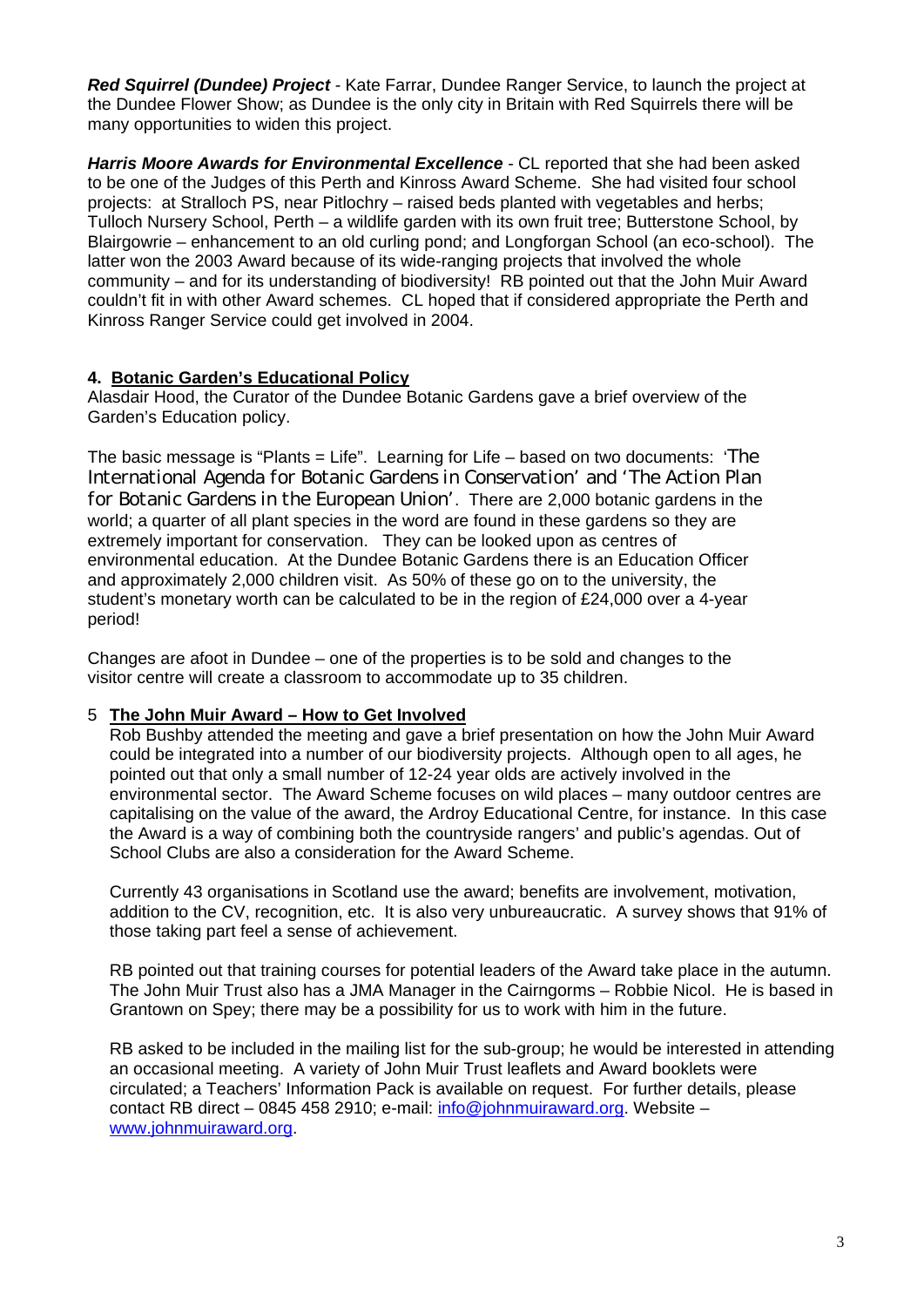***Red Squirrel (Dundee) Project*** - Kate Farrar, Dundee Ranger Service, to launch the project at the Dundee Flower Show; as Dundee is the only city in Britain with Red Squirrels there will be many opportunities to widen this project.

***Harris Moore Awards for Environmental Excellence*** - CL reported that she had been asked to be one of the Judges of this Perth and Kinross Award Scheme. She had visited four school projects: at Stralloch PS, near Pitlochry – raised beds planted with vegetables and herbs; Tulloch Nursery School, Perth – a wildlife garden with its own fruit tree; Butterstone School, by Blairgowrie – enhancement to an old curling pond; and Longforgan School (an eco-school). The latter won the 2003 Award because of its wide-ranging projects that involved the whole community – and for its understanding of biodiversity! RB pointed out that the John Muir Award couldn't fit in with other Award schemes. CL hoped that if considered appropriate the Perth and Kinross Ranger Service could get involved in 2004.

## 4. Botanic Garden's Educational Policy

Alasdair Hood, the Curator of the Dundee Botanic Gardens gave a brief overview of the Garden's Education policy.

The basic message is "Plants = Life". Learning for Life – based on two documents: 'The International Agenda for Botanic Gardens in Conservation' and 'The Action Plan for Botanic Gardens in the European Union'. There are 2,000 botanic gardens in the world; a quarter of all plant species in the word are found in these gardens so they are extremely important for conservation. They can be looked upon as centres of environmental education. At the Dundee Botanic Gardens there is an Education Officer and approximately 2,000 children visit. As 50% of these go on to the university, the student's monetary worth can be calculated to be in the region of £24,000 over a 4-year period!

Changes are afoot in Dundee – one of the properties is to be sold and changes to the visitor centre will create a classroom to accommodate up to 35 children.

## 5 The John Muir Award – How to Get Involved

Rob Bushby attended the meeting and gave a brief presentation on how the John Muir Award could be integrated into a number of our biodiversity projects. Although open to all ages, he pointed out that only a small number of 12-24 year olds are actively involved in the environmental sector. The Award Scheme focuses on wild places – many outdoor centres are capitalising on the value of the award, the Ardroy Educational Centre, for instance. In this case the Award is a way of combining both the countryside rangers' and public's agendas. Out of School Clubs are also a consideration for the Award Scheme.

Currently 43 organisations in Scotland use the award; benefits are involvement, motivation, addition to the CV, recognition, etc. It is also very unbureaucratic. A survey shows that 91% of those taking part feel a sense of achievement.

RB pointed out that training courses for potential leaders of the Award take place in the autumn. The John Muir Trust also has a JMA Manager in the Cairngorms – Robbie Nicol. He is based in Grantown on Spey; there may be a possibility for us to work with him in the future.

RB asked to be included in the mailing list for the sub-group; he would be interested in attending an occasional meeting. A variety of John Muir Trust leaflets and Award booklets were circulated; a Teachers' Information Pack is available on request. For further details, please contact RB direct – 0845 458 2910; e-mail: info@johnmuiraward.org. Website – www.johnmuiraward.org.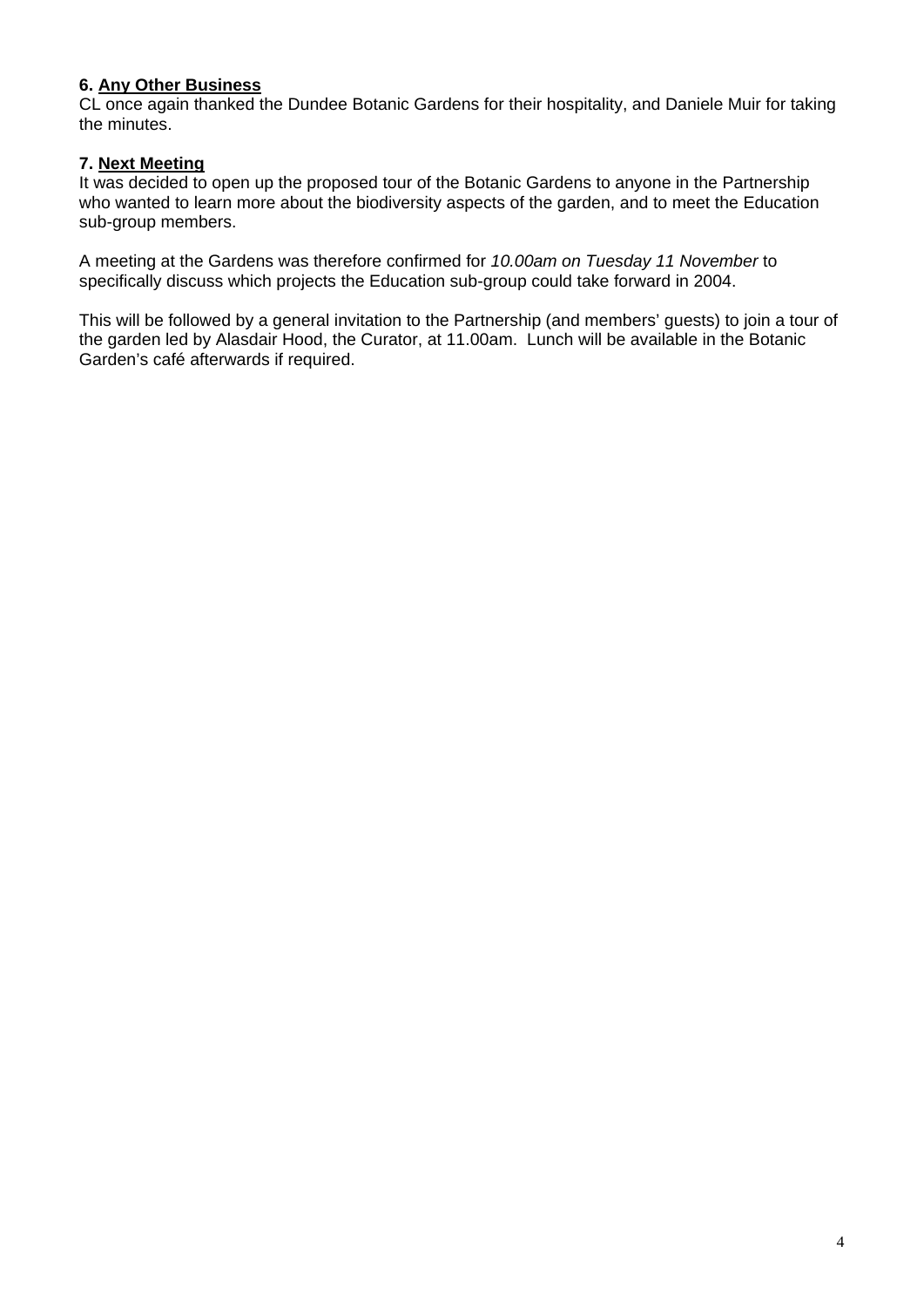**6. Any Other Business**
CL once again thanked the Dundee Botanic Gardens for their hospitality, and Daniele Muir for taking the minutes.

**7. Next Meeting**
It was decided to open up the proposed tour of the Botanic Gardens to anyone in the Partnership who wanted to learn more about the biodiversity aspects of the garden, and to meet the Education sub-group members.

A meeting at the Gardens was therefore confirmed for *10.00am on Tuesday 11 November* to specifically discuss which projects the Education sub-group could take forward in 2004.

This will be followed by a general invitation to the Partnership (and members' guests) to join a tour of the garden led by Alasdair Hood, the Curator, at 11.00am. Lunch will be available in the Botanic Garden's café afterwards if required.